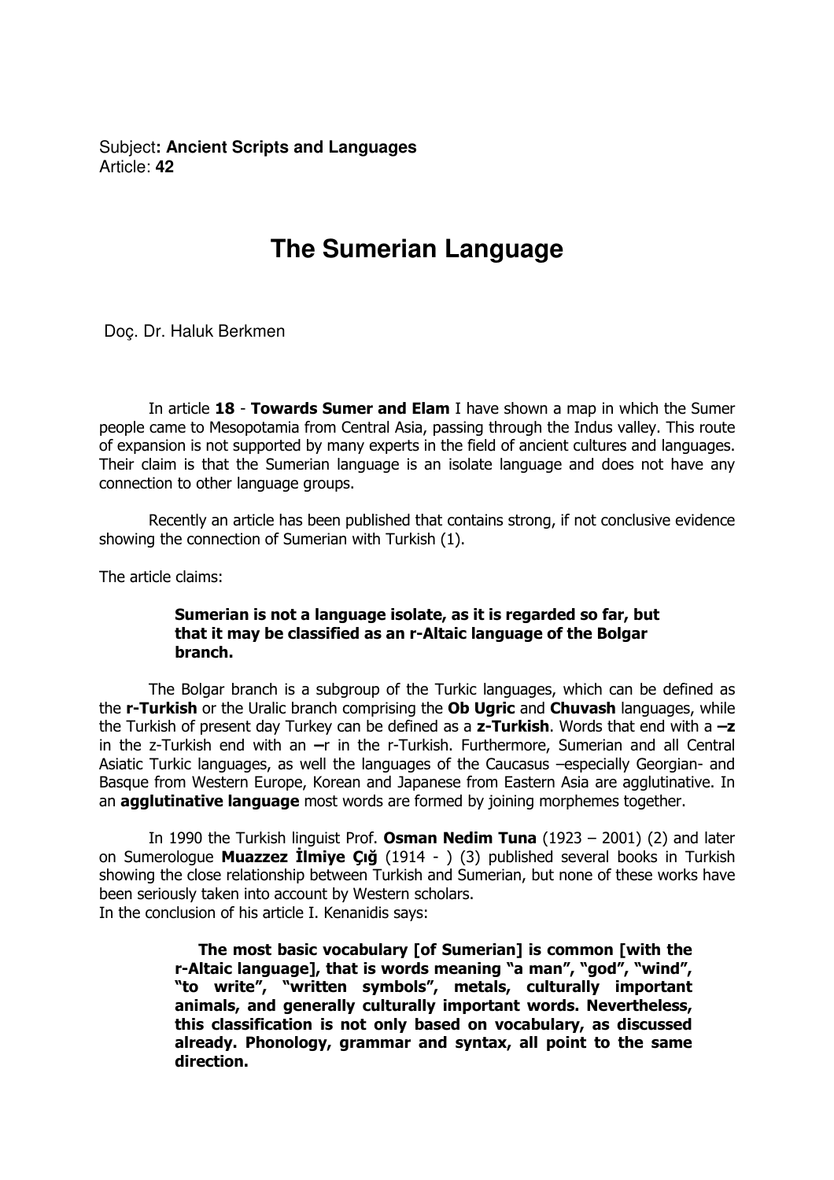Subject**: Ancient Scripts and Languages**
Article: **42**

# The Sumerian Language

Doç. Dr. Haluk Berkmen

In article **18** - **Towards Sumer and Elam** I have shown a map in which the Sumer people came to Mesopotamia from Central Asia, passing through the Indus valley. This route of expansion is not supported by many experts in the field of ancient cultures and languages. Their claim is that the Sumerian language is an isolate language and does not have any connection to other language groups.

Recently an article has been published that contains strong, if not conclusive evidence showing the connection of Sumerian with Turkish (1).

The article claims:

> **Sumerian is not a language isolate, as it is regarded so far, but that it may be classified as an r-Altaic language of the Bolgar branch.**

The Bolgar branch is a subgroup of the Turkic languages, which can be defined as the **r-Turkish** or the Uralic branch comprising the **Ob Ugric** and **Chuvash** languages, while the Turkish of present day Turkey can be defined as a **z-Turkish**. Words that end with a **–z** in the z-Turkish end with an **–**r in the r-Turkish. Furthermore, Sumerian and all Central Asiatic Turkic languages, as well the languages of the Caucasus –especially Georgian- and Basque from Western Europe, Korean and Japanese from Eastern Asia are agglutinative. In an **agglutinative language** most words are formed by joining morphemes together.

In 1990 the Turkish linguist Prof. **Osman Nedim Tuna** (1923 – 2001) (2) and later on Sumerologue **Muazzez İlmiye Çığ** (1914 - ) (3) published several books in Turkish showing the close relationship between Turkish and Sumerian, but none of these works have been seriously taken into account by Western scholars.
In the conclusion of his article I. Kenanidis says:

> **The most basic vocabulary [of Sumerian] is common [with the r-Altaic language], that is words meaning "a man", "god", "wind", "to write", "written symbols", metals, culturally important animals, and generally culturally important words. Nevertheless, this classification is not only based on vocabulary, as discussed already. Phonology, grammar and syntax, all point to the same direction.**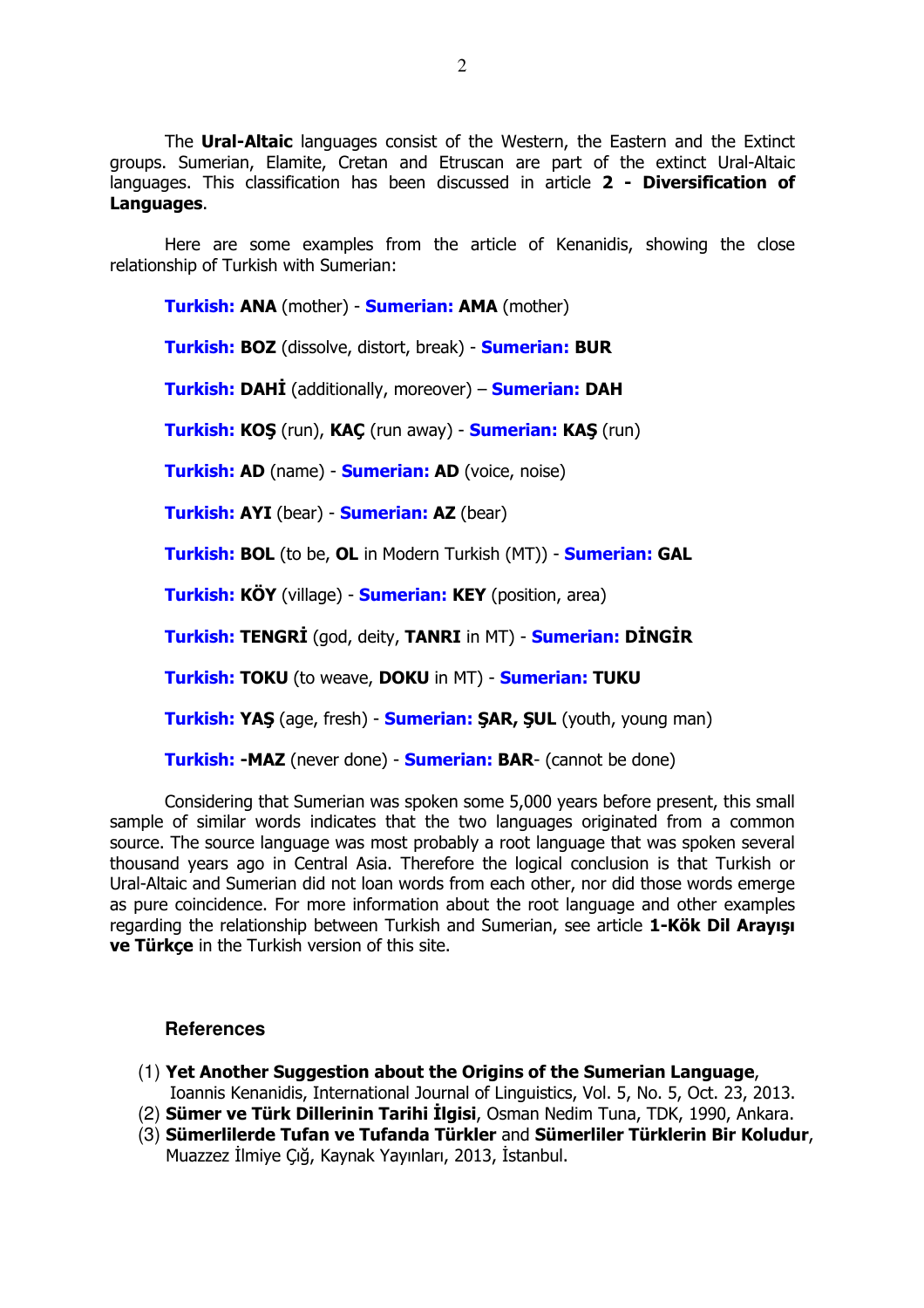The **Ural-Altaic** languages consist of the Western, the Eastern and the Extinct groups. Sumerian, Elamite, Cretan and Etruscan are part of the extinct Ural-Altaic languages. This classification has been discussed in article **2 - Diversification of Languages**.

Here are some examples from the article of Kenanidis, showing the close relationship of Turkish with Sumerian:

**Turkish: ANA** (mother) - **Sumerian: AMA** (mother)

**Turkish: BOZ** (dissolve, distort, break) - **Sumerian: BUR**

**Turkish: DAHİ** (additionally, moreover) – **Sumerian: DAH**

**Turkish: KOŞ** (run), **KAÇ** (run away) - **Sumerian: KAŞ** (run)

**Turkish: AD** (name) - **Sumerian: AD** (voice, noise)

**Turkish: AYI** (bear) - **Sumerian: AZ** (bear)

**Turkish: BOL** (to be, **OL** in Modern Turkish (MT)) - **Sumerian: GAL**

**Turkish: KÖY** (village) - **Sumerian: KEY** (position, area)

**Turkish: TENGRİ** (god, deity, **TANRI** in MT) - **Sumerian: DİNGİR**

**Turkish: TOKU** (to weave, **DOKU** in MT) - **Sumerian: TUKU**

**Turkish: YAŞ** (age, fresh) - **Sumerian: ŞAR, ŞUL** (youth, young man)

**Turkish: -MAZ** (never done) - **Sumerian: BAR**- (cannot be done)

Considering that Sumerian was spoken some 5,000 years before present, this small sample of similar words indicates that the two languages originated from a common source. The source language was most probably a root language that was spoken several thousand years ago in Central Asia. Therefore the logical conclusion is that Turkish or Ural-Altaic and Sumerian did not loan words from each other, nor did those words emerge as pure coincidence. For more information about the root language and other examples regarding the relationship between Turkish and Sumerian, see article **1-Kök Dil Arayışı ve Türkçe** in the Turkish version of this site.

### References

1. **Yet Another Suggestion about the Origins of the Sumerian Language**, Ioannis Kenanidis, International Journal of Linguistics, Vol. 5, No. 5, Oct. 23, 2013.
2. **Sümer ve Türk Dillerinin Tarihi İlgisi**, Osman Nedim Tuna, TDK, 1990, Ankara.
3. **Sümerlilerde Tufan ve Tufanda Türkler** and **Sümerliler Türklerin Bir Koludur**, Muazzez İlmiye Çığ, Kaynak Yayınları, 2013, İstanbul.